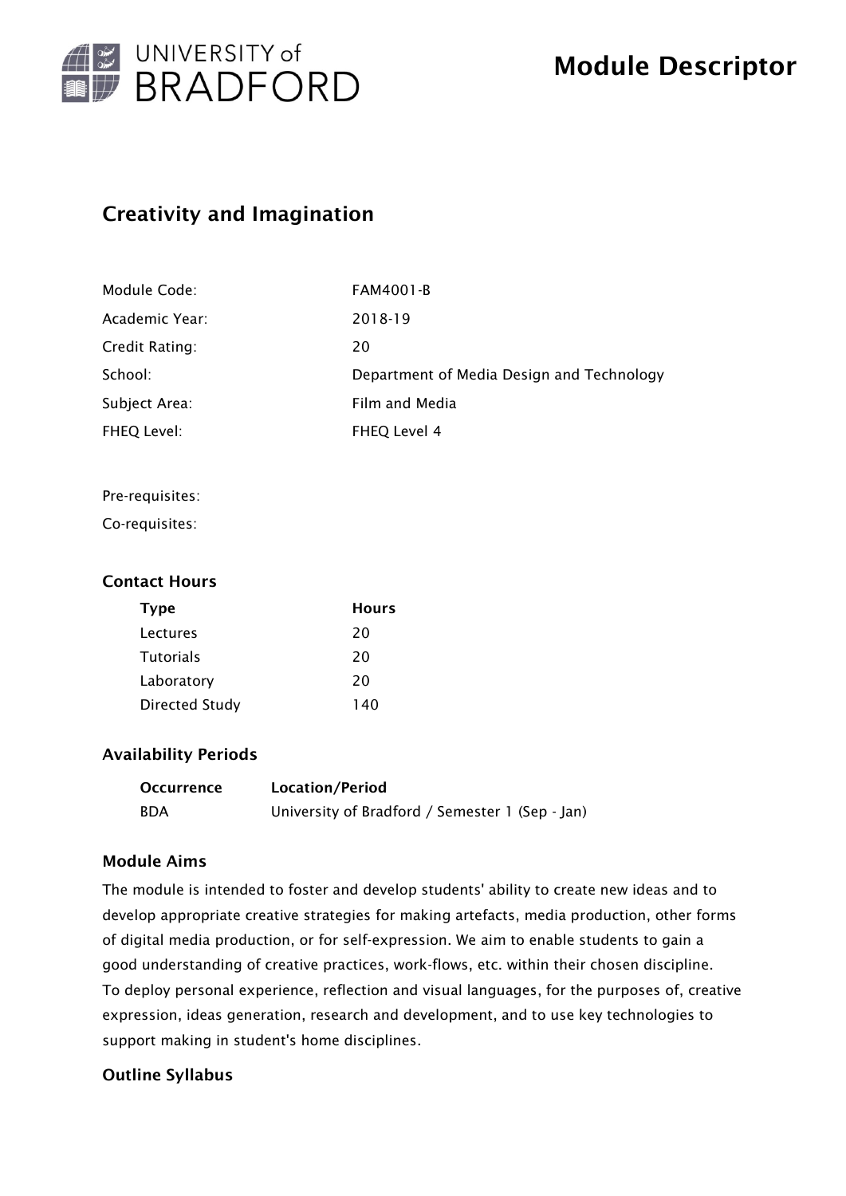# Module Descriptor

## Creativity and Imagination

| | |
|---|---|
| Module Code: | FAM4001-B |
| Academic Year: | 2018-19 |
| Credit Rating: | 20 |
| School: | Department of Media Design and Technology |
| Subject Area: | Film and Media |
| FHEQ Level: | FHEQ Level 4 |

Pre-requisites:

Co-requisites:

### Contact Hours

| Type | Hours |
|---|---|
| Lectures | 20 |
| Tutorials | 20 |
| Laboratory | 20 |
| Directed Study | 140 |

### Availability Periods

| Occurrence | Location/Period |
|---|---|
| BDA | University of Bradford / Semester 1 (Sep - Jan) |

### Module Aims

The module is intended to foster and develop students' ability to create new ideas and to develop appropriate creative strategies for making artefacts, media production, other forms of digital media production, or for self-expression. We aim to enable students to gain a good understanding of creative practices, work-flows, etc. within their chosen discipline. To deploy personal experience, reflection and visual languages, for the purposes of, creative expression, ideas generation, research and development, and to use key technologies to support making in student's home disciplines.

### Outline Syllabus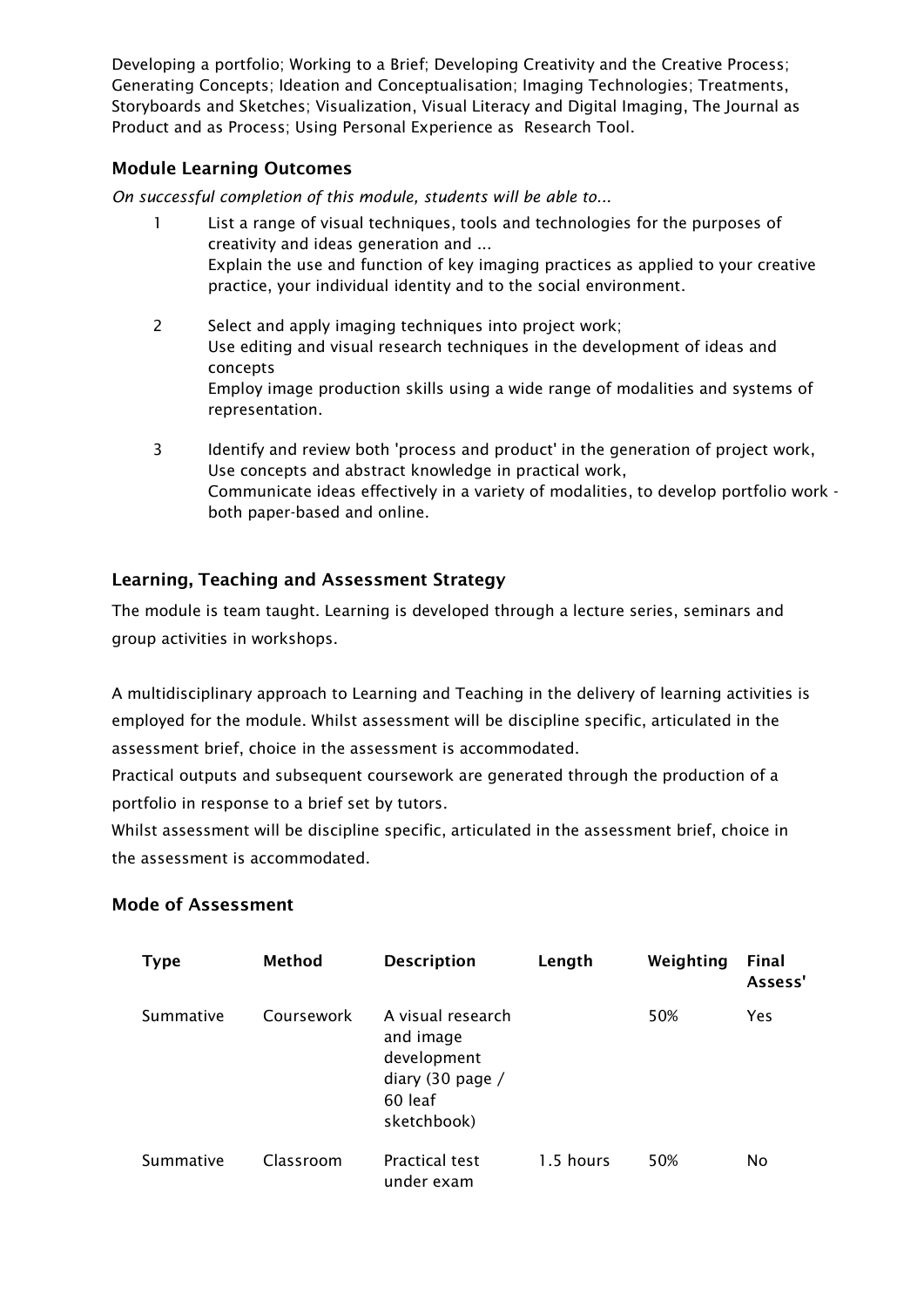Developing a portfolio; Working to a Brief; Developing Creativity and the Creative Process; Generating Concepts; Ideation and Conceptualisation; Imaging Technologies; Treatments, Storyboards and Sketches; Visualization, Visual Literacy and Digital Imaging, The Journal as Product and as Process; Using Personal Experience as Research Tool.

### Module Learning Outcomes

*On successful completion of this module, students will be able to...*

1. List a range of visual techniques, tools and technologies for the purposes of creativity and ideas generation and ...
   Explain the use and function of key imaging practices as applied to your creative practice, your individual identity and to the social environment.

2. Select and apply imaging techniques into project work;
   Use editing and visual research techniques in the development of ideas and concepts
   Employ image production skills using a wide range of modalities and systems of representation.

3. Identify and review both 'process and product' in the generation of project work,
   Use concepts and abstract knowledge in practical work,
   Communicate ideas effectively in a variety of modalities, to develop portfolio work - both paper-based and online.

### Learning, Teaching and Assessment Strategy

The module is team taught. Learning is developed through a lecture series, seminars and group activities in workshops.

A multidisciplinary approach to Learning and Teaching in the delivery of learning activities is employed for the module. Whilst assessment will be discipline specific, articulated in the assessment brief, choice in the assessment is accommodated.
Practical outputs and subsequent coursework are generated through the production of a portfolio in response to a brief set by tutors.
Whilst assessment will be discipline specific, articulated in the assessment brief, choice in the assessment is accommodated.

### Mode of Assessment

| Type | Method | Description | Length | Weighting | Final Assess' |
|---|---|---|---|---|---|
| Summative | Coursework | A visual research and image development diary (30 page / 60 leaf sketchbook) | | 50% | Yes |
| Summative | Classroom | Practical test under exam | 1.5 hours | 50% | No |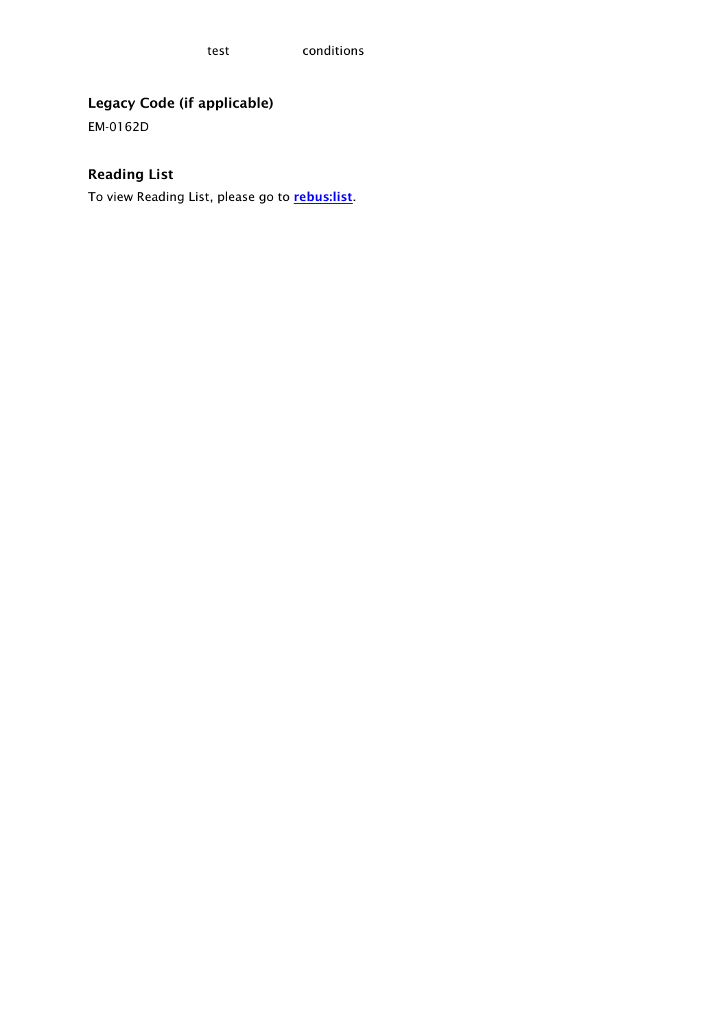test conditions

### Legacy Code (if applicable)

EM-0162D

### Reading List

To view Reading List, please go to **[rebus:list](rebus:list)**.